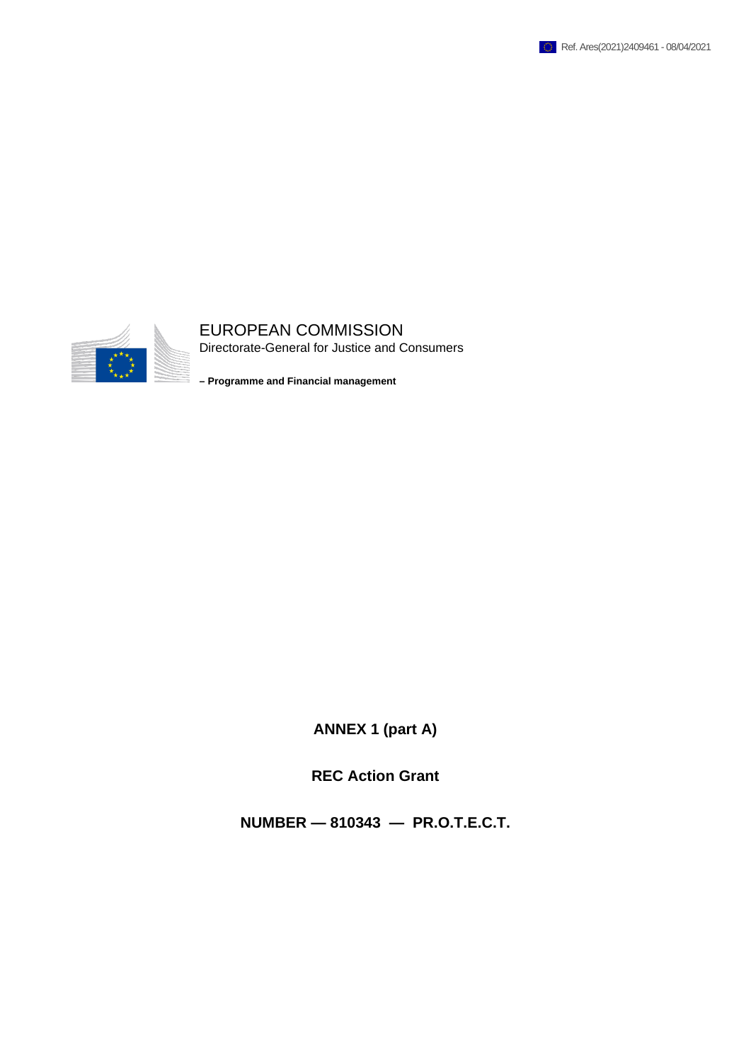Ref. Ares(2021)2409461 - 08/04/2021

EUROPEAN COMMISSION
Directorate-General for Justice and Consumers

**– Programme and Financial management**

# ANNEX 1 (part A)

## REC Action Grant

## NUMBER — 810343 — PR.O.T.E.C.T.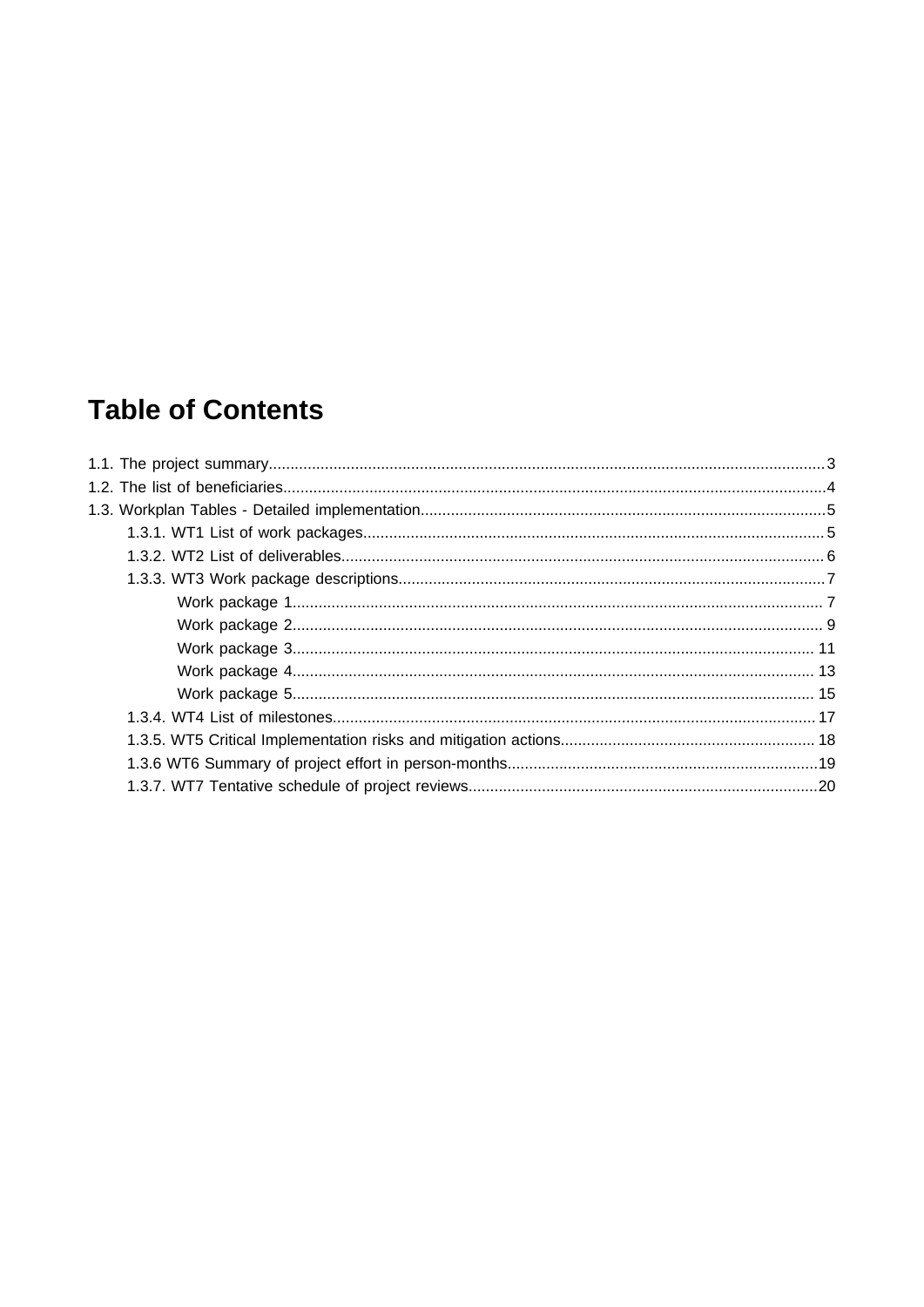# Table of Contents

1.1. The project summary...........................................................................................................................3
1.2. The list of beneficiaries.........................................................................................................................4
1.3. Workplan Tables - Detailed implementation..........................................................................................5
    1.3.1. WT1 List of work packages.........................................................................................................5
    1.3.2. WT2 List of deliverables..............................................................................................................6
    1.3.3. WT3 Work package descriptions.................................................................................................7
        Work package 1.........................................................................................................................7
        Work package 2.........................................................................................................................9
        Work package 3.......................................................................................................................11
        Work package 4.......................................................................................................................13
        Work package 5.......................................................................................................................15
    1.3.4. WT4 List of milestones..............................................................................................................17
    1.3.5. WT5 Critical Implementation risks and mitigation actions..........................................................18
    1.3.6 WT6 Summary of project effort in person-months.......................................................................19
    1.3.7. WT7 Tentative schedule of project reviews................................................................................20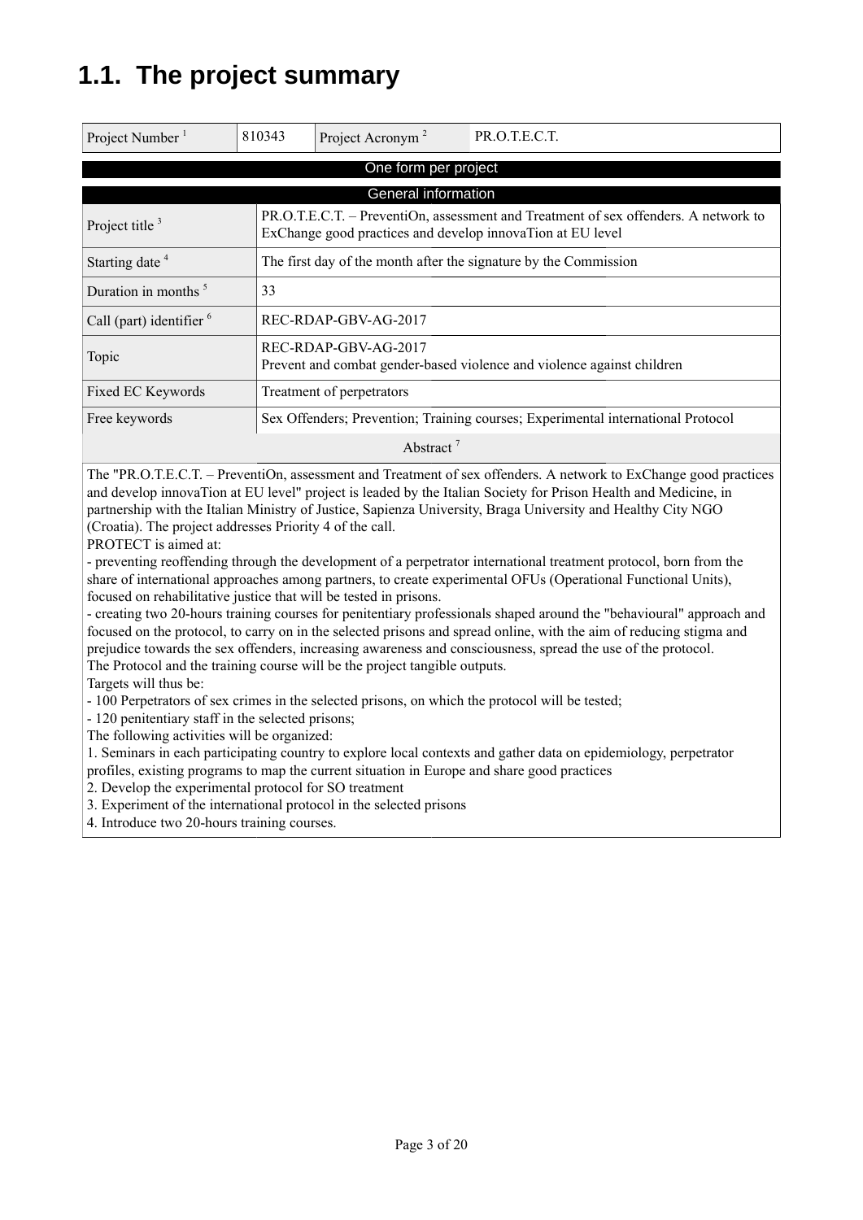## 1.1. The project summary

| Project Number [1] | 810343 | Project Acronym [2] | PR.O.T.E.C.T. |
|---|---|---|---|

| One form per project | |
|---|---|
| **General information** | |
| Project title [3] | PR.O.T.E.C.T. – PreventiOn, assessment and Treatment of sex offenders. A network to ExChange good practices and develop innovaTion at EU level |
| Starting date [4] | The first day of the month after the signature by the Commission |
| Duration in months [5] | 33 |
| Call (part) identifier [6] | REC-RDAP-GBV-AG-2017 |
| Topic | REC-RDAP-GBV-AG-2017<br>Prevent and combat gender-based violence and violence against children |
| Fixed EC Keywords | Treatment of perpetrators |
| Free keywords | Sex Offenders; Prevention; Training courses; Experimental international Protocol |

**Abstract [7]**

The "PR.O.T.E.C.T. – PreventiOn, assessment and Treatment of sex offenders. A network to ExChange good practices and develop innovaTion at EU level" project is leaded by the Italian Society for Prison Health and Medicine, in partnership with the Italian Ministry of Justice, Sapienza University, Braga University and Healthy City NGO (Croatia). The project addresses Priority 4 of the call.

PROTECT is aimed at:

- preventing reoffending through the development of a perpetrator international treatment protocol, born from the share of international approaches among partners, to create experimental OFUs (Operational Functional Units), focused on rehabilitative justice that will be tested in prisons.
- creating two 20-hours training courses for penitentiary professionals shaped around the "behavioural" approach and focused on the protocol, to carry on in the selected prisons and spread online, with the aim of reducing stigma and prejudice towards the sex offenders, increasing awareness and consciousness, spread the use of the protocol.

The Protocol and the training course will be the project tangible outputs.

Targets will thus be:

- 100 Perpetrators of sex crimes in the selected prisons, on which the protocol will be tested;
- 120 penitentiary staff in the selected prisons;

The following activities will be organized:

1. Seminars in each participating country to explore local contexts and gather data on epidemiology, perpetrator profiles, existing programs to map the current situation in Europe and share good practices
2. Develop the experimental protocol for SO treatment
3. Experiment of the international protocol in the selected prisons
4. Introduce two 20-hours training courses.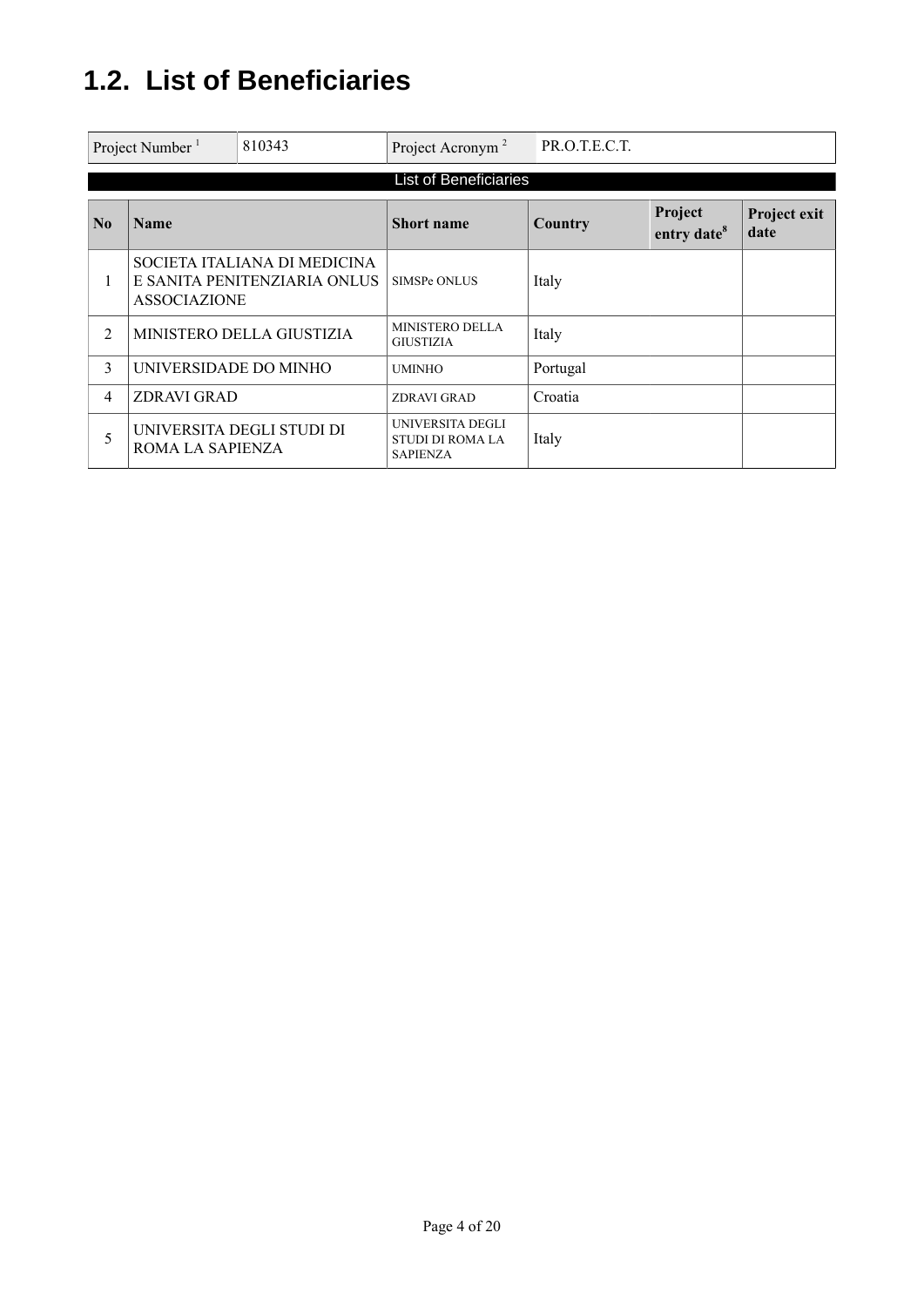## 1.2. List of Beneficiaries

| Project Number [1] | 810343 | Project Acronym [2] | PR.O.T.E.C.T. |
|---|---|---|---|

**List of Beneficiaries**

| No | Name | Short name | Country | Project entry date[8] | Project exit date |
|---|---|---|---|---|---|
| 1 | SOCIETA ITALIANA DI MEDICINA E SANITA PENITENZIARIA ONLUS ASSOCIAZIONE | SIMSPe ONLUS | Italy | | |
| 2 | MINISTERO DELLA GIUSTIZIA | MINISTERO DELLA GIUSTIZIA | Italy | | |
| 3 | UNIVERSIDADE DO MINHO | UMINHO | Portugal | | |
| 4 | ZDRAVI GRAD | ZDRAVI GRAD | Croatia | | |
| 5 | UNIVERSITA DEGLI STUDI DI ROMA LA SAPIENZA | UNIVERSITA DEGLI STUDI DI ROMA LA SAPIENZA | Italy | | |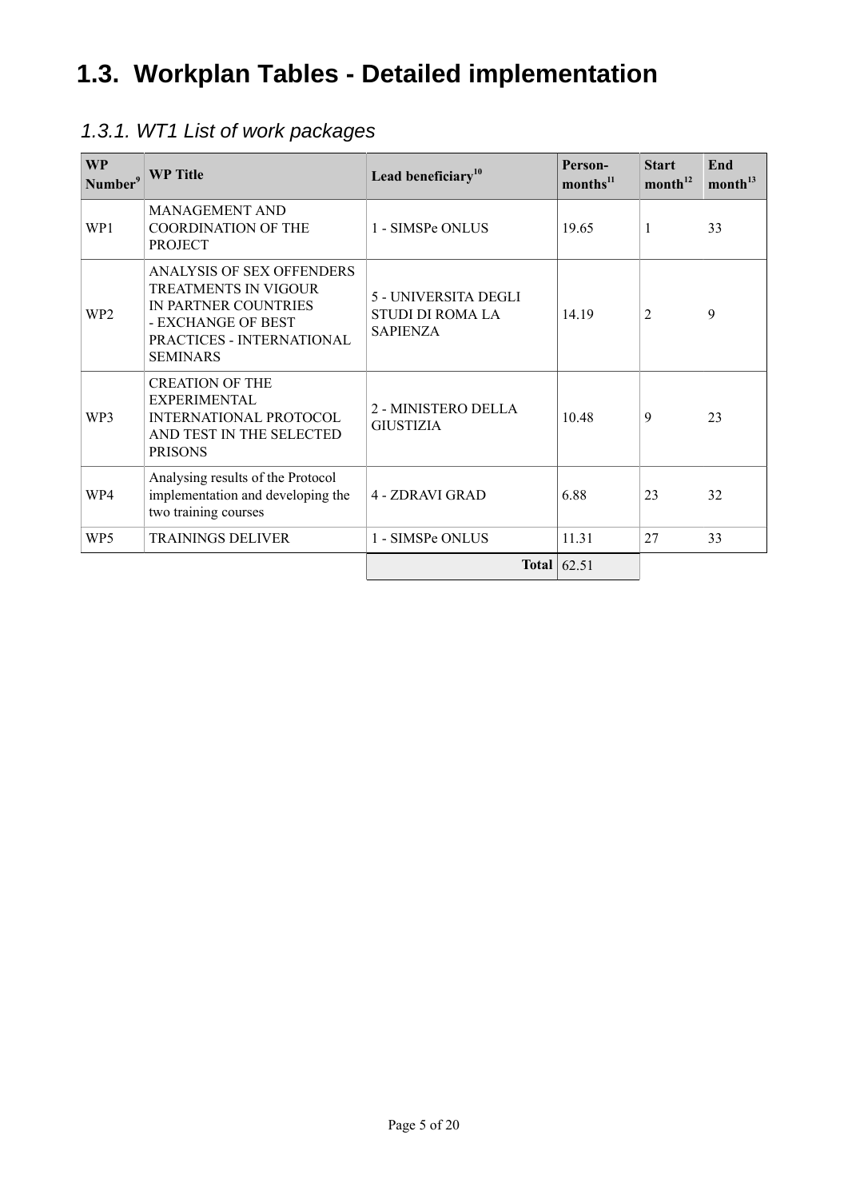## 1.3. Workplan Tables - Detailed implementation

### *1.3.1. WT1 List of work packages*

| WP Number[9] | WP Title | Lead beneficiary[10] | Person-months[11] | Start month[12] | End month[13] |
|---|---|---|---|---|---|
| WP1 | MANAGEMENT AND COORDINATION OF THE PROJECT | 1 - SIMSPe ONLUS | 19.65 | 1 | 33 |
| WP2 | ANALYSIS OF SEX OFFENDERS TREATMENTS IN VIGOUR IN PARTNER COUNTRIES - EXCHANGE OF BEST PRACTICES - INTERNATIONAL SEMINARS | 5 - UNIVERSITA DEGLI STUDI DI ROMA LA SAPIENZA | 14.19 | 2 | 9 |
| WP3 | CREATION OF THE EXPERIMENTAL INTERNATIONAL PROTOCOL AND TEST IN THE SELECTED PRISONS | 2 - MINISTERO DELLA GIUSTIZIA | 10.48 | 9 | 23 |
| WP4 | Analysing results of the Protocol implementation and developing the two training courses | 4 - ZDRAVI GRAD | 6.88 | 23 | 32 |
| WP5 | TRAININGS DELIVER | 1 - SIMSPe ONLUS | 11.31 | 27 | 33 |
| | | **Total** | 62.51 | | |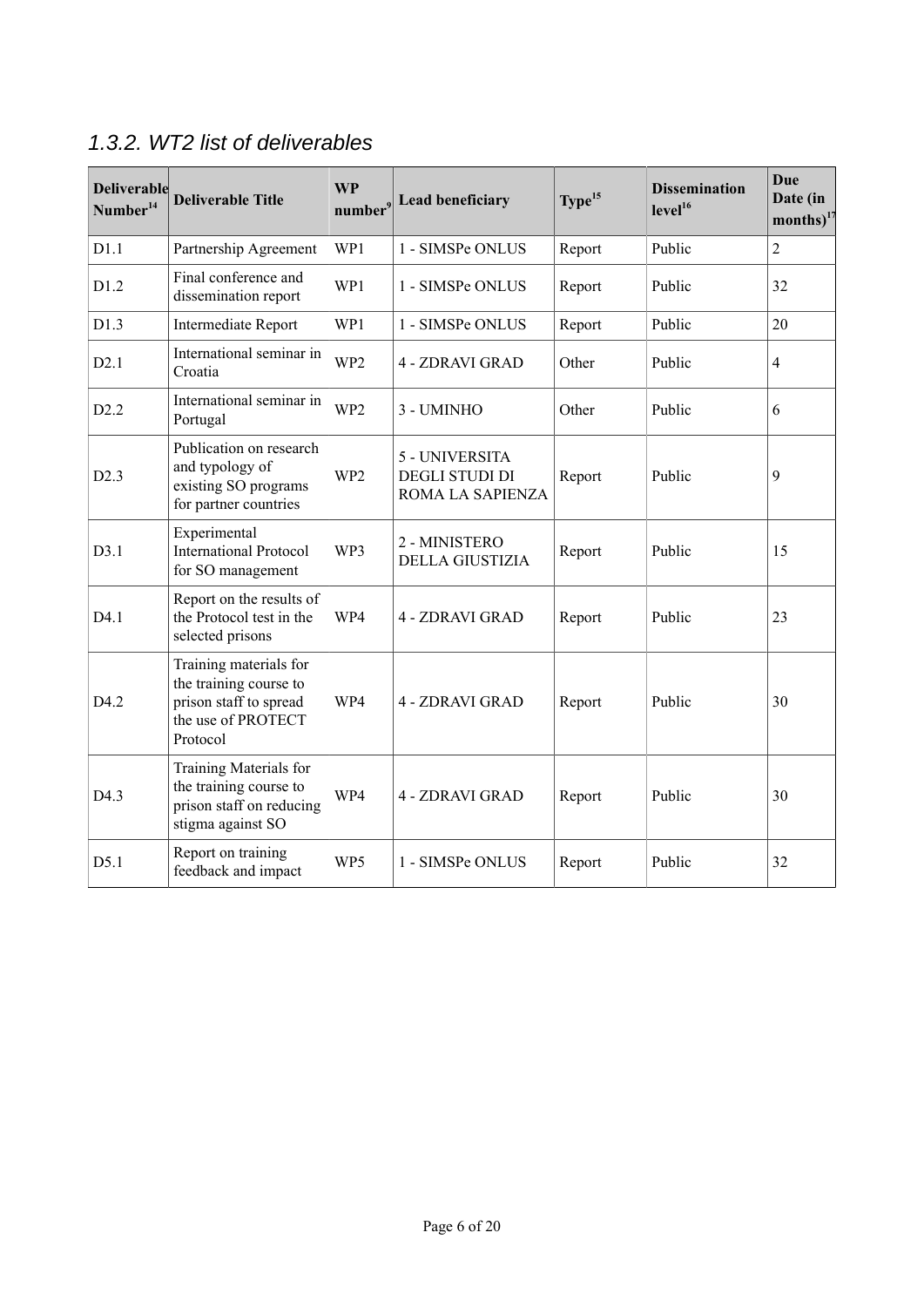### 1.3.2. WT2 list of deliverables

| Deliverable Number[14] | Deliverable Title | WP number[9] | Lead beneficiary | Type[15] | Dissemination level[16] | Due Date (in months)[17] |
|---|---|---|---|---|---|---|
| D1.1 | Partnership Agreement | WP1 | 1 - SIMSPe ONLUS | Report | Public | 2 |
| D1.2 | Final conference and dissemination report | WP1 | 1 - SIMSPe ONLUS | Report | Public | 32 |
| D1.3 | Intermediate Report | WP1 | 1 - SIMSPe ONLUS | Report | Public | 20 |
| D2.1 | International seminar in Croatia | WP2 | 4 - ZDRAVI GRAD | Other | Public | 4 |
| D2.2 | International seminar in Portugal | WP2 | 3 - UMINHO | Other | Public | 6 |
| D2.3 | Publication on research and typology of existing SO programs for partner countries | WP2 | 5 - UNIVERSITA DEGLI STUDI DI ROMA LA SAPIENZA | Report | Public | 9 |
| D3.1 | Experimental International Protocol for SO management | WP3 | 2 - MINISTERO DELLA GIUSTIZIA | Report | Public | 15 |
| D4.1 | Report on the results of the Protocol test in the selected prisons | WP4 | 4 - ZDRAVI GRAD | Report | Public | 23 |
| D4.2 | Training materials for the training course to prison staff to spread the use of PROTECT Protocol | WP4 | 4 - ZDRAVI GRAD | Report | Public | 30 |
| D4.3 | Training Materials for the training course to prison staff on reducing stigma against SO | WP4 | 4 - ZDRAVI GRAD | Report | Public | 30 |
| D5.1 | Report on training feedback and impact | WP5 | 1 - SIMSPe ONLUS | Report | Public | 32 |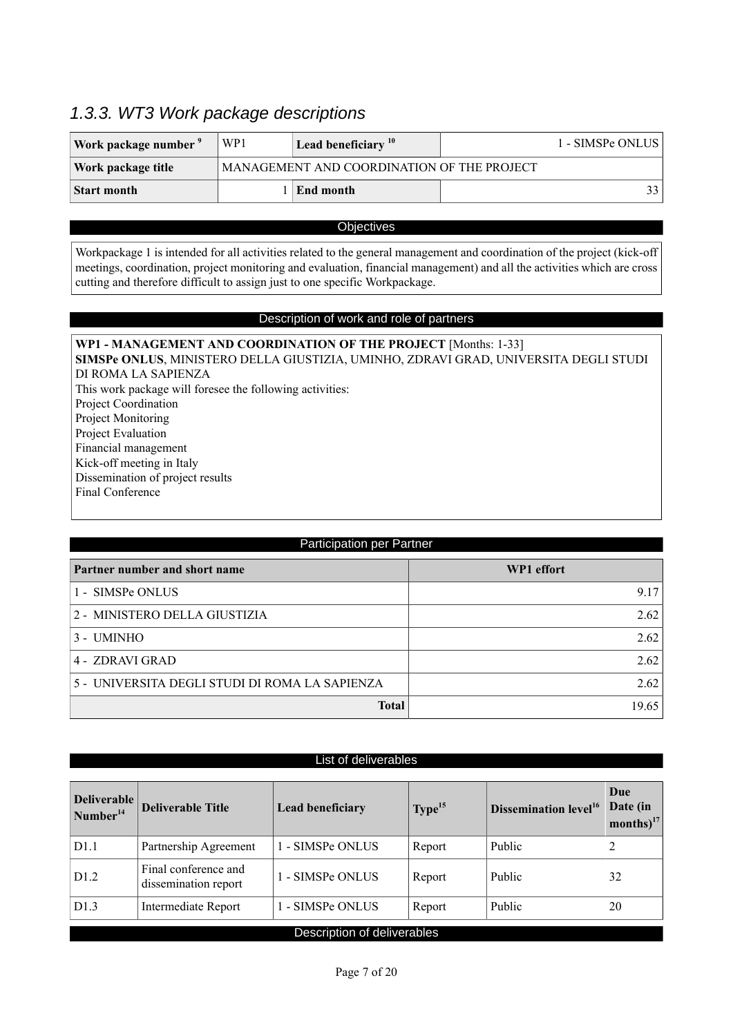### 1.3.3. WT3 Work package descriptions

| Work package number [9] | WP1 | Lead beneficiary [10] | 1 - SIMSPe ONLUS |
|---|---|---|---|
| Work package title | MANAGEMENT AND COORDINATION OF THE PROJECT | | |
| Start month | 1 | End month | 33 |

**Objectives**

Workpackage 1 is intended for all activities related to the general management and coordination of the project (kick-off meetings, coordination, project monitoring and evaluation, financial management) and all the activities which are cross cutting and therefore difficult to assign just to one specific Workpackage.

**Description of work and role of partners**

**WP1 - MANAGEMENT AND COORDINATION OF THE PROJECT** [Months: 1-33]
**SIMSPe ONLUS**, MINISTERO DELLA GIUSTIZIA, UMINHO, ZDRAVI GRAD, UNIVERSITA DEGLI STUDI DI ROMA LA SAPIENZA
This work package will foresee the following activities:
Project Coordination
Project Monitoring
Project Evaluation
Financial management
Kick-off meeting in Italy
Dissemination of project results
Final Conference

**Participation per Partner**

| Partner number and short name | WP1 effort |
|---|---|
| 1 - SIMSPe ONLUS | 9.17 |
| 2 - MINISTERO DELLA GIUSTIZIA | 2.62 |
| 3 - UMINHO | 2.62 |
| 4 - ZDRAVI GRAD | 2.62 |
| 5 - UNIVERSITA DEGLI STUDI DI ROMA LA SAPIENZA | 2.62 |
| **Total** | 19.65 |

**List of deliverables**

| Deliverable Number[14] | Deliverable Title | Lead beneficiary | Type[15] | Dissemination level[16] | Due Date (in months)[17] |
|---|---|---|---|---|---|
| D1.1 | Partnership Agreement | 1 - SIMSPe ONLUS | Report | Public | 2 |
| D1.2 | Final conference and dissemination report | 1 - SIMSPe ONLUS | Report | Public | 32 |
| D1.3 | Intermediate Report | 1 - SIMSPe ONLUS | Report | Public | 20 |

**Description of deliverables**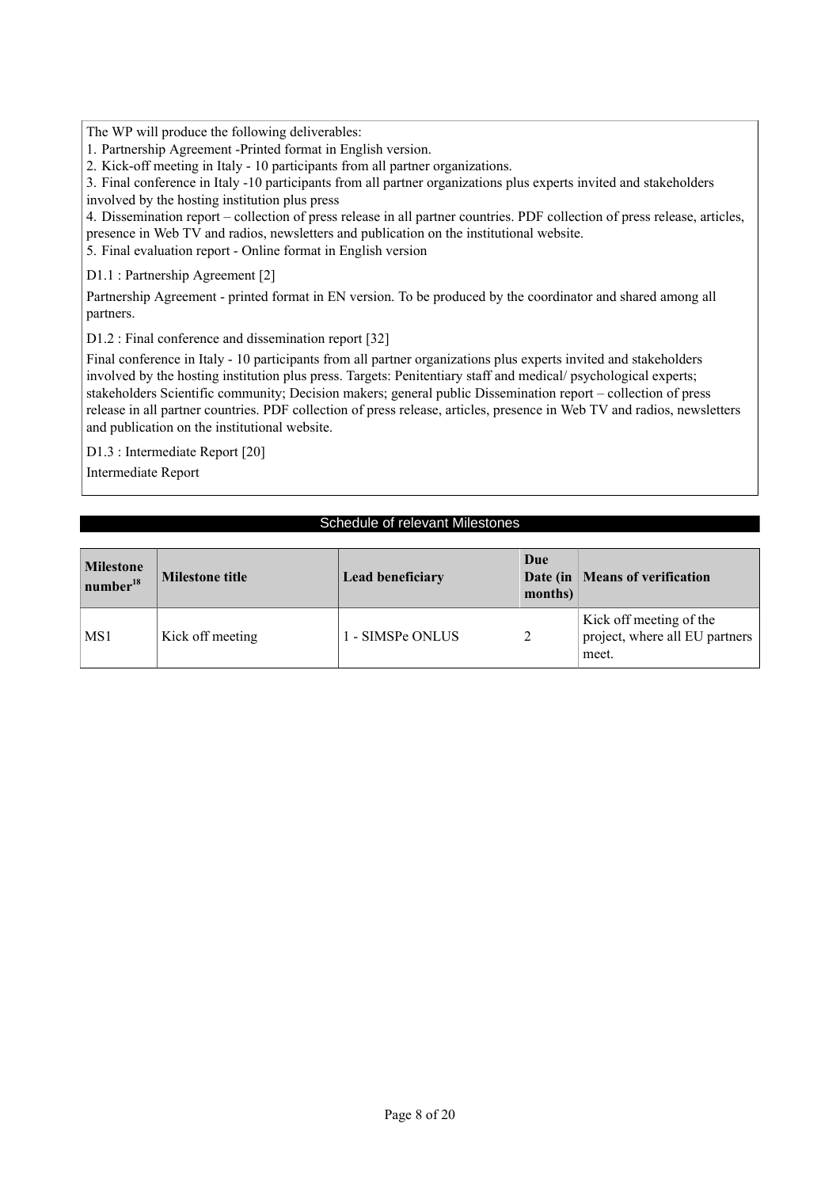The WP will produce the following deliverables:

1. Partnership Agreement -Printed format in English version.
2. Kick-off meeting in Italy - 10 participants from all partner organizations.
3. Final conference in Italy -10 participants from all partner organizations plus experts invited and stakeholders involved by the hosting institution plus press
4. Dissemination report – collection of press release in all partner countries. PDF collection of press release, articles, presence in Web TV and radios, newsletters and publication on the institutional website.
5. Final evaluation report - Online format in English version

D1.1 : Partnership Agreement [2]

Partnership Agreement - printed format in EN version. To be produced by the coordinator and shared among all partners.

D1.2 : Final conference and dissemination report [32]

Final conference in Italy - 10 participants from all partner organizations plus experts invited and stakeholders involved by the hosting institution plus press. Targets: Penitentiary staff and medical/ psychological experts; stakeholders Scientific community; Decision makers; general public Dissemination report – collection of press release in all partner countries. PDF collection of press release, articles, presence in Web TV and radios, newsletters and publication on the institutional website.

D1.3 : Intermediate Report [20]

Intermediate Report

## Schedule of relevant Milestones

| Milestone number[18] | Milestone title | Lead beneficiary | Due Date (in months) | Means of verification |
|---|---|---|---|---|
| MS1 | Kick off meeting | 1 - SIMSPe ONLUS | 2 | Kick off meeting of the project, where all EU partners meet. |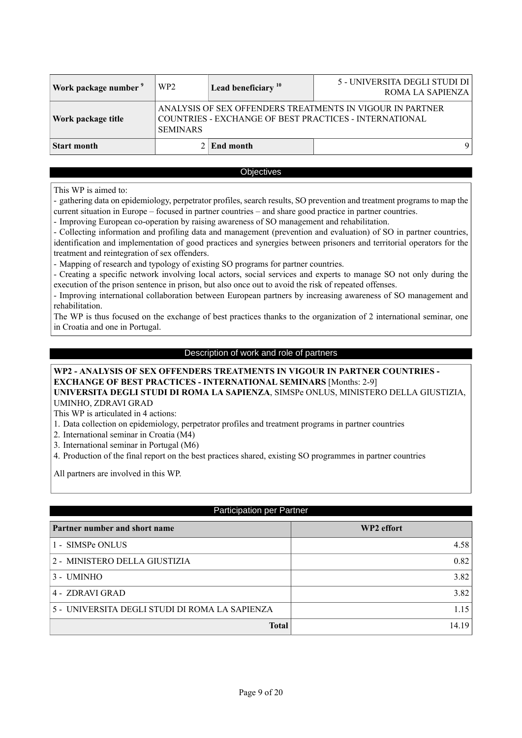| Work package number [9] | WP2 | Lead beneficiary [10] | 5 - UNIVERSITA DEGLI STUDI DI ROMA LA SAPIENZA |
|---|---|---|---|
| Work package title | ANALYSIS OF SEX OFFENDERS TREATMENTS IN VIGOUR IN PARTNER COUNTRIES - EXCHANGE OF BEST PRACTICES - INTERNATIONAL SEMINARS | | |
| Start month | 2 | End month | 9 |

## Objectives

This WP is aimed to:

- gathering data on epidemiology, perpetrator profiles, search results, SO prevention and treatment programs to map the current situation in Europe – focused in partner countries – and share good practice in partner countries.
- Improving European co-operation by raising awareness of SO management and rehabilitation.
- Collecting information and profiling data and management (prevention and evaluation) of SO in partner countries, identification and implementation of good practices and synergies between prisoners and territorial operators for the treatment and reintegration of sex offenders.
- Mapping of research and typology of existing SO programs for partner countries.
- Creating a specific network involving local actors, social services and experts to manage SO not only during the execution of the prison sentence in prison, but also once out to avoid the risk of repeated offenses.
- Improving international collaboration between European partners by increasing awareness of SO management and rehabilitation.

The WP is thus focused on the exchange of best practices thanks to the organization of 2 international seminar, one in Croatia and one in Portugal.

## Description of work and role of partners

**WP2 - ANALYSIS OF SEX OFFENDERS TREATMENTS IN VIGOUR IN PARTNER COUNTRIES - EXCHANGE OF BEST PRACTICES - INTERNATIONAL SEMINARS** [Months: 2-9]
**UNIVERSITA DEGLI STUDI DI ROMA LA SAPIENZA**, SIMSPe ONLUS, MINISTERO DELLA GIUSTIZIA, UMINHO, ZDRAVI GRAD

This WP is articulated in 4 actions:

1. Data collection on epidemiology, perpetrator profiles and treatment programs in partner countries
2. International seminar in Croatia (M4)
3. International seminar in Portugal (M6)
4. Production of the final report on the best practices shared, existing SO programmes in partner countries

All partners are involved in this WP.

## Participation per Partner

| Partner number and short name | WP2 effort |
|---|---|
| 1 - SIMSPe ONLUS | 4.58 |
| 2 - MINISTERO DELLA GIUSTIZIA | 0.82 |
| 3 - UMINHO | 3.82 |
| 4 - ZDRAVI GRAD | 3.82 |
| 5 - UNIVERSITA DEGLI STUDI DI ROMA LA SAPIENZA | 1.15 |
| **Total** | 14.19 |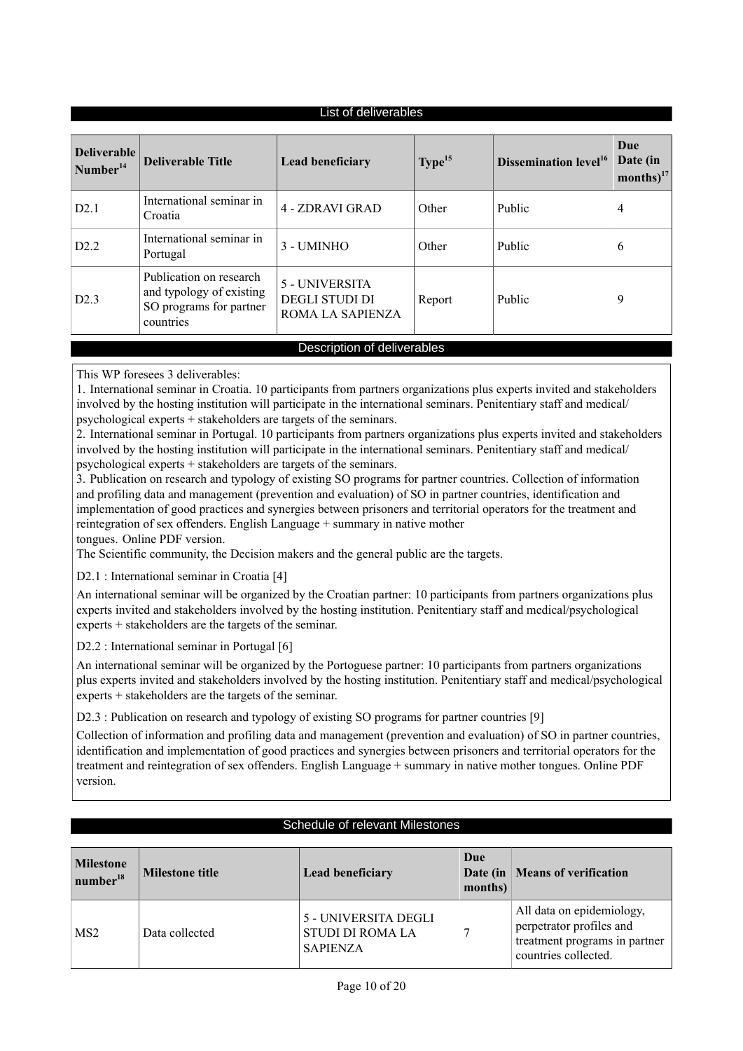## List of deliverables

| Deliverable Number[14] | Deliverable Title | Lead beneficiary | Type[15] | Dissemination level[16] | Due Date (in months)[17] |
|---|---|---|---|---|---|
| D2.1 | International seminar in Croatia | 4 - ZDRAVI GRAD | Other | Public | 4 |
| D2.2 | International seminar in Portugal | 3 - UMINHO | Other | Public | 6 |
| D2.3 | Publication on research and typology of existing SO programs for partner countries | 5 - UNIVERSITA DEGLI STUDI DI ROMA LA SAPIENZA | Report | Public | 9 |

## Description of deliverables

This WP foresees 3 deliverables:
1. International seminar in Croatia. 10 participants from partners organizations plus experts invited and stakeholders involved by the hosting institution will participate in the international seminars. Penitentiary staff and medical/ psychological experts + stakeholders are targets of the seminars.
2. International seminar in Portugal. 10 participants from partners organizations plus experts invited and stakeholders involved by the hosting institution will participate in the international seminars. Penitentiary staff and medical/ psychological experts + stakeholders are targets of the seminars.
3. Publication on research and typology of existing SO programs for partner countries. Collection of information and profiling data and management (prevention and evaluation) of SO in partner countries, identification and implementation of good practices and synergies between prisoners and territorial operators for the treatment and reintegration of sex offenders. English Language + summary in native mother tongues. Online PDF version.
The Scientific community, the Decision makers and the general public are the targets.

D2.1 : International seminar in Croatia [4]

An international seminar will be organized by the Croatian partner: 10 participants from partners organizations plus experts invited and stakeholders involved by the hosting institution. Penitentiary staff and medical/psychological experts + stakeholders are the targets of the seminar.

D2.2 : International seminar in Portugal [6]

An international seminar will be organized by the Portoguese partner: 10 participants from partners organizations plus experts invited and stakeholders involved by the hosting institution. Penitentiary staff and medical/psychological experts + stakeholders are the targets of the seminar.

D2.3 : Publication on research and typology of existing SO programs for partner countries [9]

Collection of information and profiling data and management (prevention and evaluation) of SO in partner countries, identification and implementation of good practices and synergies between prisoners and territorial operators for the treatment and reintegration of sex offenders. English Language + summary in native mother tongues. Online PDF version.

## Schedule of relevant Milestones

| Milestone number[18] | Milestone title | Lead beneficiary | Due Date (in months) | Means of verification |
|---|---|---|---|---|
| MS2 | Data collected | 5 - UNIVERSITA DEGLI STUDI DI ROMA LA SAPIENZA | 7 | All data on epidemiology, perpetrator profiles and treatment programs in partner countries collected. |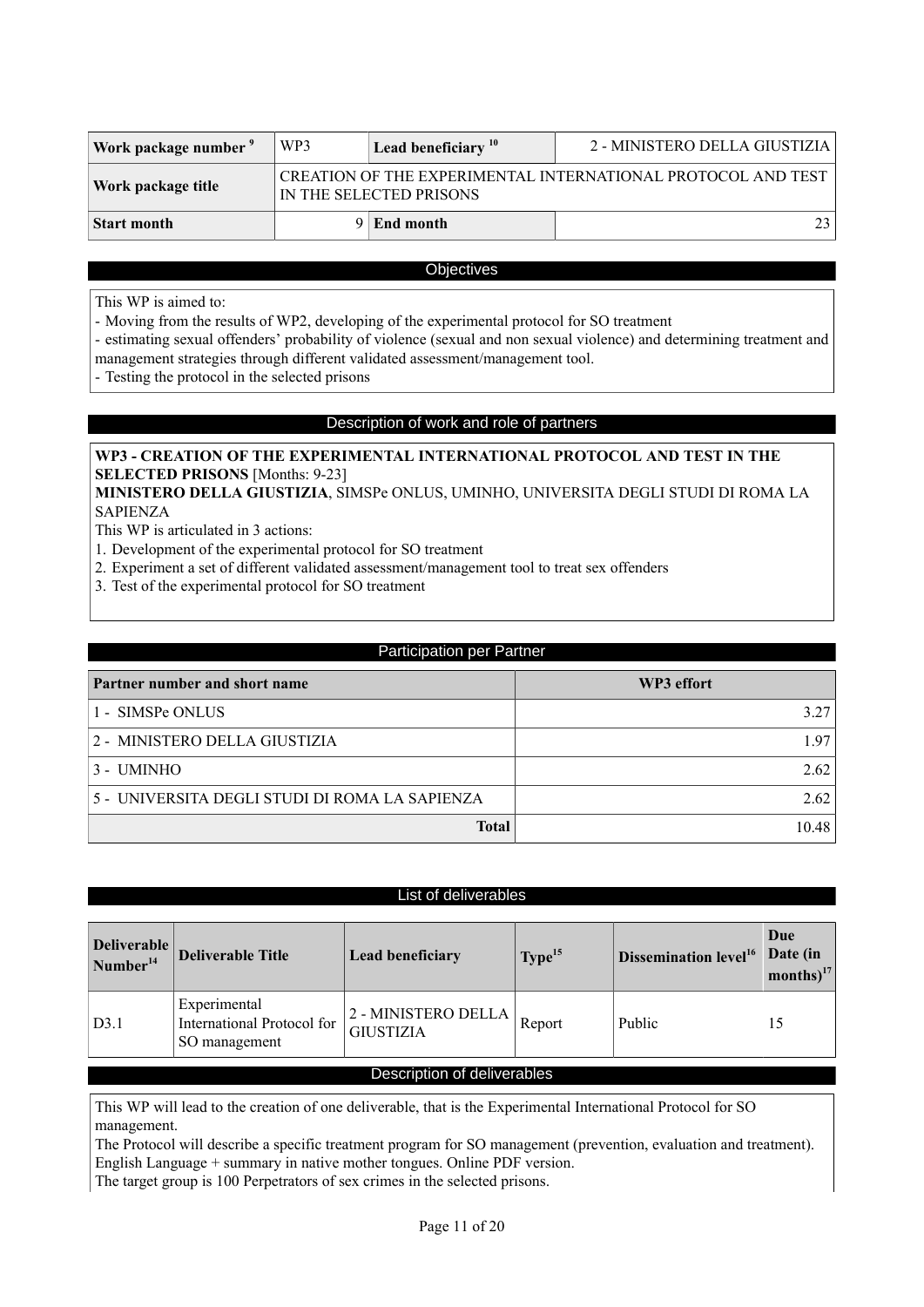| Work package number [9] | WP3 | Lead beneficiary [10] | 2 - MINISTERO DELLA GIUSTIZIA |
|---|---|---|---|
| Work package title | CREATION OF THE EXPERIMENTAL INTERNATIONAL PROTOCOL AND TEST IN THE SELECTED PRISONS | | |
| Start month | 9 | End month | 23 |

## Objectives

This WP is aimed to:
- Moving from the results of WP2, developing of the experimental protocol for SO treatment
- estimating sexual offenders' probability of violence (sexual and non sexual violence) and determining treatment and management strategies through different validated assessment/management tool.
- Testing the protocol in the selected prisons

## Description of work and role of partners

**WP3 - CREATION OF THE EXPERIMENTAL INTERNATIONAL PROTOCOL AND TEST IN THE SELECTED PRISONS** [Months: 9-23]
**MINISTERO DELLA GIUSTIZIA**, SIMSPe ONLUS, UMINHO, UNIVERSITA DEGLI STUDI DI ROMA LA SAPIENZA
This WP is articulated in 3 actions:
1. Development of the experimental protocol for SO treatment
2. Experiment a set of different validated assessment/management tool to treat sex offenders
3. Test of the experimental protocol for SO treatment

## Participation per Partner

| Partner number and short name | WP3 effort |
|---|---|
| 1 - SIMSPe ONLUS | 3.27 |
| 2 - MINISTERO DELLA GIUSTIZIA | 1.97 |
| 3 - UMINHO | 2.62 |
| 5 - UNIVERSITA DEGLI STUDI DI ROMA LA SAPIENZA | 2.62 |
| **Total** | 10.48 |

## List of deliverables

| Deliverable Number[14] | Deliverable Title | Lead beneficiary | Type[15] | Dissemination level[16] | Due Date (in months)[17] |
|---|---|---|---|---|---|
| D3.1 | Experimental International Protocol for SO management | 2 - MINISTERO DELLA GIUSTIZIA | Report | Public | 15 |

## Description of deliverables

This WP will lead to the creation of one deliverable, that is the Experimental International Protocol for SO management.
The Protocol will describe a specific treatment program for SO management (prevention, evaluation and treatment). English Language + summary in native mother tongues. Online PDF version.
The target group is 100 Perpetrators of sex crimes in the selected prisons.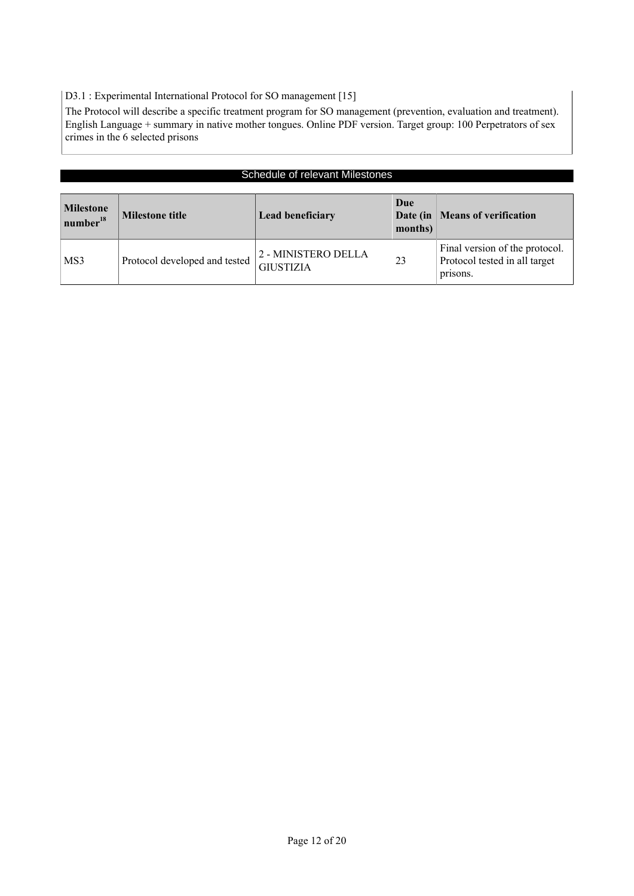D3.1 : Experimental International Protocol for SO management [15]

The Protocol will describe a specific treatment program for SO management (prevention, evaluation and treatment). English Language + summary in native mother tongues. Online PDF version. Target group: 100 Perpetrators of sex crimes in the 6 selected prisons

## Schedule of relevant Milestones

| Milestone number[18] | Milestone title | Lead beneficiary | Due Date (in months) | Means of verification |
|---|---|---|---|---|
| MS3 | Protocol developed and tested | 2 - MINISTERO DELLA GIUSTIZIA | 23 | Final version of the protocol. Protocol tested in all target prisons. |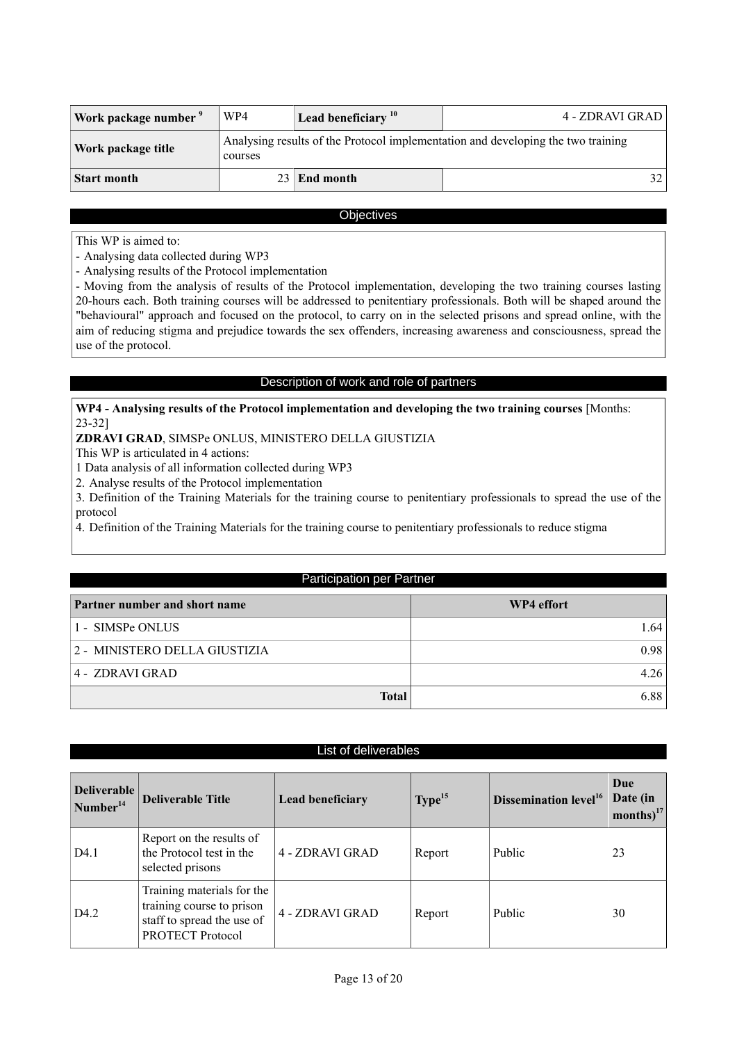| Work package number [9] | WP4 | Lead beneficiary [10] | 4 - ZDRAVI GRAD |
|---|---|---|---|
| Work package title | Analysing results of the Protocol implementation and developing the two training courses | | |
| Start month | 23 | End month | 32 |

## Objectives

This WP is aimed to:
- Analysing data collected during WP3
- Analysing results of the Protocol implementation
- Moving from the analysis of results of the Protocol implementation, developing the two training courses lasting 20-hours each. Both training courses will be addressed to penitentiary professionals. Both will be shaped around the "behavioural" approach and focused on the protocol, to carry on in the selected prisons and spread online, with the aim of reducing stigma and prejudice towards the sex offenders, increasing awareness and consciousness, spread the use of the protocol.

## Description of work and role of partners

**WP4 - Analysing results of the Protocol implementation and developing the two training courses** [Months: 23-32]

**ZDRAVI GRAD**, SIMSPe ONLUS, MINISTERO DELLA GIUSTIZIA

This WP is articulated in 4 actions:

1 Data analysis of all information collected during WP3

2. Analyse results of the Protocol implementation

3. Definition of the Training Materials for the training course to penitentiary professionals to spread the use of the protocol

4. Definition of the Training Materials for the training course to penitentiary professionals to reduce stigma

## Participation per Partner

| Partner number and short name | WP4 effort |
|---|---|
| 1 - SIMSPe ONLUS | 1.64 |
| 2 - MINISTERO DELLA GIUSTIZIA | 0.98 |
| 4 - ZDRAVI GRAD | 4.26 |
| **Total** | 6.88 |

## List of deliverables

| Deliverable Number[14] | Deliverable Title | Lead beneficiary | Type[15] | Dissemination level[16] | Due Date (in months)[17] |
|---|---|---|---|---|---|
| D4.1 | Report on the results of the Protocol test in the selected prisons | 4 - ZDRAVI GRAD | Report | Public | 23 |
| D4.2 | Training materials for the training course to prison staff to spread the use of PROTECT Protocol | 4 - ZDRAVI GRAD | Report | Public | 30 |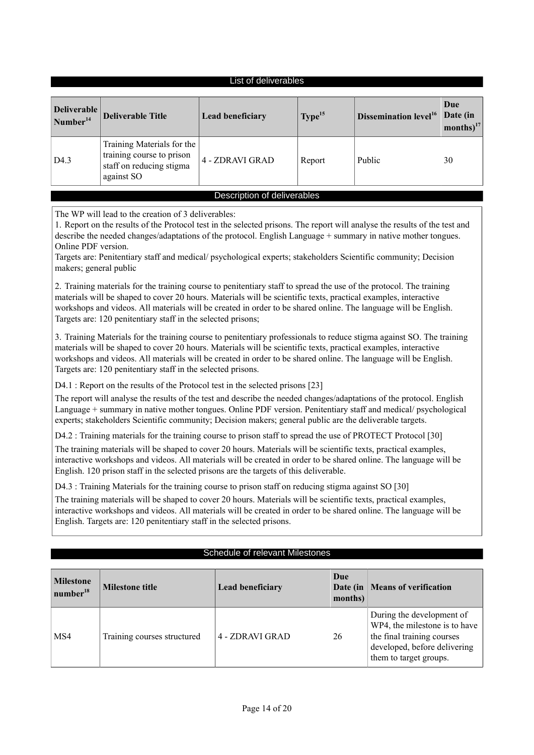## List of deliverables

| Deliverable Number[14] | Deliverable Title | Lead beneficiary | Type[15] | Dissemination level[16] | Due Date (in months)[17] |
|---|---|---|---|---|---|
| D4.3 | Training Materials for the training course to prison staff on reducing stigma against SO | 4 - ZDRAVI GRAD | Report | Public | 30 |

## Description of deliverables

The WP will lead to the creation of 3 deliverables:
1. Report on the results of the Protocol test in the selected prisons. The report will analyse the results of the test and describe the needed changes/adaptations of the protocol. English Language + summary in native mother tongues. Online PDF version.
Targets are: Penitentiary staff and medical/ psychological experts; stakeholders Scientific community; Decision makers; general public

2. Training materials for the training course to penitentiary staff to spread the use of the protocol. The training materials will be shaped to cover 20 hours. Materials will be scientific texts, practical examples, interactive workshops and videos. All materials will be created in order to be shared online. The language will be English.
Targets are: 120 penitentiary staff in the selected prisons;

3. Training Materials for the training course to penitentiary professionals to reduce stigma against SO. The training materials will be shaped to cover 20 hours. Materials will be scientific texts, practical examples, interactive workshops and videos. All materials will be created in order to be shared online. The language will be English.
Targets are: 120 penitentiary staff in the selected prisons.

D4.1 : Report on the results of the Protocol test in the selected prisons [23]

The report will analyse the results of the test and describe the needed changes/adaptations of the protocol. English Language + summary in native mother tongues. Online PDF version. Penitentiary staff and medical/ psychological experts; stakeholders Scientific community; Decision makers; general public are the deliverable targets.

D4.2 : Training materials for the training course to prison staff to spread the use of PROTECT Protocol [30]

The training materials will be shaped to cover 20 hours. Materials will be scientific texts, practical examples, interactive workshops and videos. All materials will be created in order to be shared online. The language will be English. 120 prison staff in the selected prisons are the targets of this deliverable.

D4.3 : Training Materials for the training course to prison staff on reducing stigma against SO [30]

The training materials will be shaped to cover 20 hours. Materials will be scientific texts, practical examples, interactive workshops and videos. All materials will be created in order to be shared online. The language will be English. Targets are: 120 penitentiary staff in the selected prisons.

## Schedule of relevant Milestones

| Milestone number[18] | Milestone title | Lead beneficiary | Due Date (in months) | Means of verification |
|---|---|---|---|---|
| MS4 | Training courses structured | 4 - ZDRAVI GRAD | 26 | During the development of WP4, the milestone is to have the final training courses developed, before delivering them to target groups. |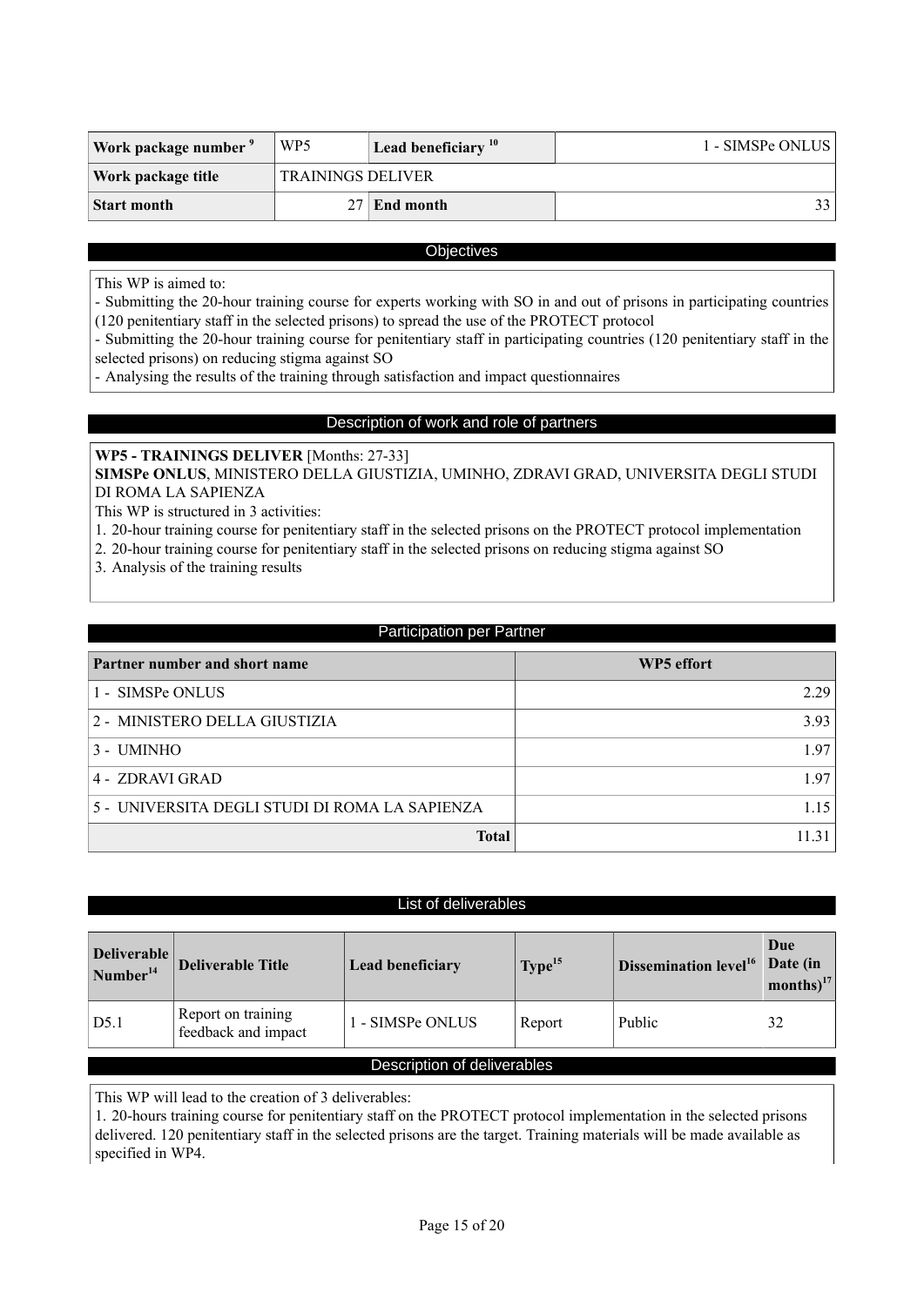| Work package number [9] | WP5 | Lead beneficiary [10] | 1 - SIMSPe ONLUS |
|---|---|---|---|
| Work package title | TRAININGS DELIVER | | |
| Start month | 27 | End month | 33 |

## Objectives

This WP is aimed to:
- Submitting the 20-hour training course for experts working with SO in and out of prisons in participating countries (120 penitentiary staff in the selected prisons) to spread the use of the PROTECT protocol
- Submitting the 20-hour training course for penitentiary staff in participating countries (120 penitentiary staff in the selected prisons) on reducing stigma against SO
- Analysing the results of the training through satisfaction and impact questionnaires

## Description of work and role of partners

**WP5 - TRAININGS DELIVER** [Months: 27-33]
**SIMSPe ONLUS**, MINISTERO DELLA GIUSTIZIA, UMINHO, ZDRAVI GRAD, UNIVERSITA DEGLI STUDI DI ROMA LA SAPIENZA
This WP is structured in 3 activities:
1. 20-hour training course for penitentiary staff in the selected prisons on the PROTECT protocol implementation
2. 20-hour training course for penitentiary staff in the selected prisons on reducing stigma against SO
3. Analysis of the training results

## Participation per Partner

| Partner number and short name | WP5 effort |
|---|---|
| 1 - SIMSPe ONLUS | 2.29 |
| 2 - MINISTERO DELLA GIUSTIZIA | 3.93 |
| 3 - UMINHO | 1.97 |
| 4 - ZDRAVI GRAD | 1.97 |
| 5 - UNIVERSITA DEGLI STUDI DI ROMA LA SAPIENZA | 1.15 |
| **Total** | 11.31 |

## List of deliverables

| Deliverable Number[14] | Deliverable Title | Lead beneficiary | Type[15] | Dissemination level[16] | Due Date (in months)[17] |
|---|---|---|---|---|---|
| D5.1 | Report on training feedback and impact | 1 - SIMSPe ONLUS | Report | Public | 32 |

## Description of deliverables

This WP will lead to the creation of 3 deliverables:
1. 20-hours training course for penitentiary staff on the PROTECT protocol implementation in the selected prisons delivered. 120 penitentiary staff in the selected prisons are the target. Training materials will be made available as specified in WP4.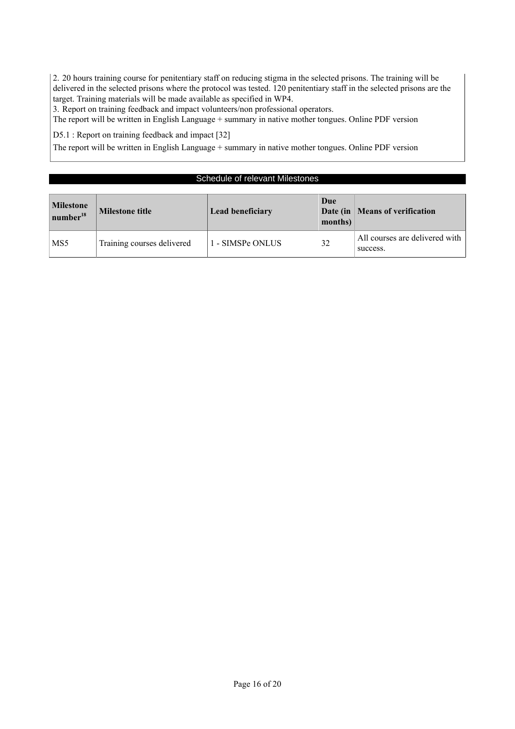2. 20 hours training course for penitentiary staff on reducing stigma in the selected prisons. The training will be delivered in the selected prisons where the protocol was tested. 120 penitentiary staff in the selected prisons are the target. Training materials will be made available as specified in WP4.
3. Report on training feedback and impact volunteers/non professional operators.
The report will be written in English Language + summary in native mother tongues. Online PDF version

D5.1 : Report on training feedback and impact [32]

The report will be written in English Language + summary in native mother tongues. Online PDF version

## Schedule of relevant Milestones

| Milestone number[18] | Milestone title | Lead beneficiary | Due Date (in months) | Means of verification |
|---|---|---|---|---|
| MS5 | Training courses delivered | 1 - SIMSPe ONLUS | 32 | All courses are delivered with success. |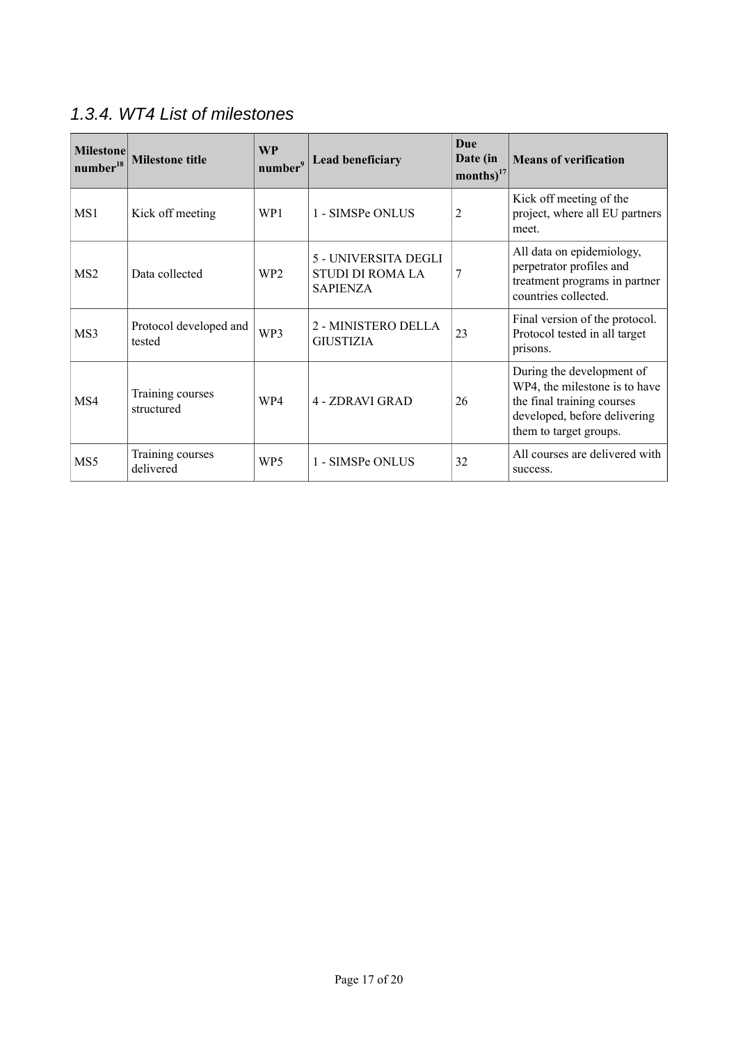### *1.3.4. WT4 List of milestones*

| Milestone number[18] | Milestone title | WP number[9] | Lead beneficiary | Due Date (in months)[17] | Means of verification |
|---|---|---|---|---|---|
| MS1 | Kick off meeting | WP1 | 1 - SIMSPe ONLUS | 2 | Kick off meeting of the project, where all EU partners meet. |
| MS2 | Data collected | WP2 | 5 - UNIVERSITA DEGLI STUDI DI ROMA LA SAPIENZA | 7 | All data on epidemiology, perpetrator profiles and treatment programs in partner countries collected. |
| MS3 | Protocol developed and tested | WP3 | 2 - MINISTERO DELLA GIUSTIZIA | 23 | Final version of the protocol. Protocol tested in all target prisons. |
| MS4 | Training courses structured | WP4 | 4 - ZDRAVI GRAD | 26 | During the development of WP4, the milestone is to have the final training courses developed, before delivering them to target groups. |
| MS5 | Training courses delivered | WP5 | 1 - SIMSPe ONLUS | 32 | All courses are delivered with success. |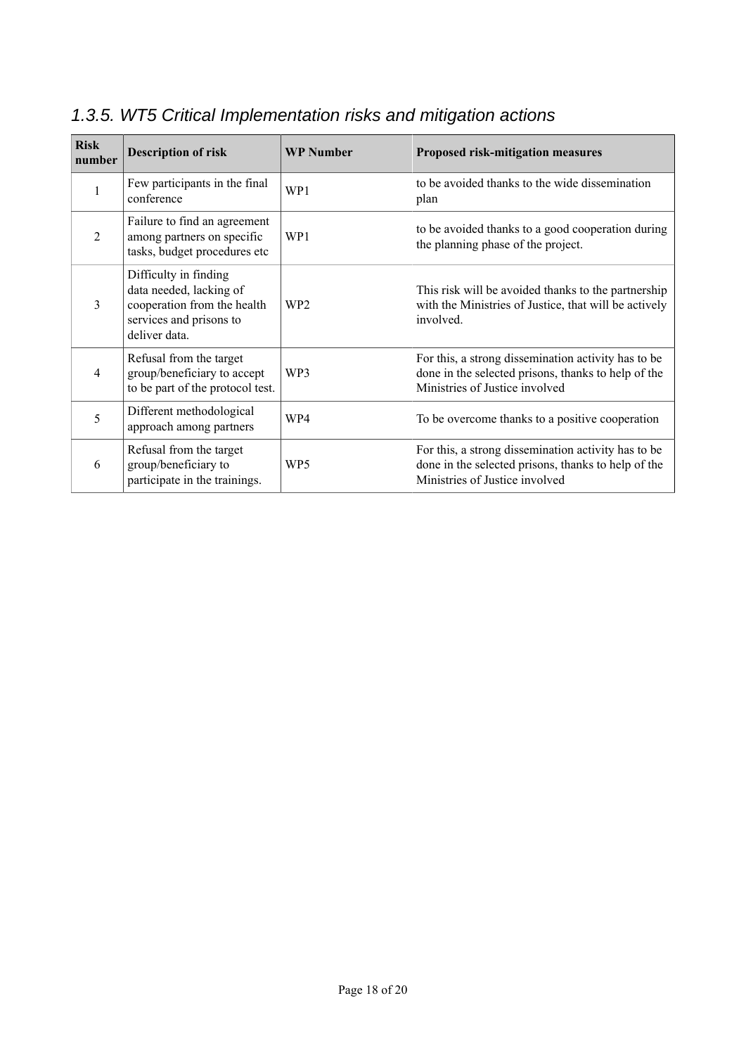### *1.3.5. WT5 Critical Implementation risks and mitigation actions*

| Risk number | Description of risk | WP Number | Proposed risk-mitigation measures |
|---|---|---|---|
| 1 | Few participants in the final conference | WP1 | to be avoided thanks to the wide dissemination plan |
| 2 | Failure to find an agreement among partners on specific tasks, budget procedures etc | WP1 | to be avoided thanks to a good cooperation during the planning phase of the project. |
| 3 | Difficulty in finding data needed, lacking of cooperation from the health services and prisons to deliver data. | WP2 | This risk will be avoided thanks to the partnership with the Ministries of Justice, that will be actively involved. |
| 4 | Refusal from the target group/beneficiary to accept to be part of the protocol test. | WP3 | For this, a strong dissemination activity has to be done in the selected prisons, thanks to help of the Ministries of Justice involved |
| 5 | Different methodological approach among partners | WP4 | To be overcome thanks to a positive cooperation |
| 6 | Refusal from the target group/beneficiary to participate in the trainings. | WP5 | For this, a strong dissemination activity has to be done in the selected prisons, thanks to help of the Ministries of Justice involved |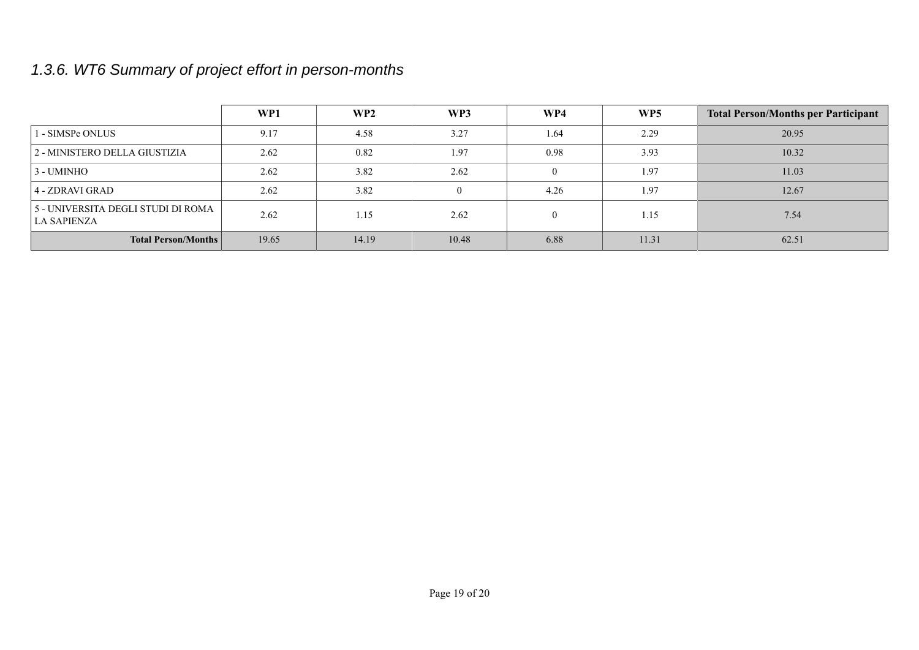### *1.3.6. WT6 Summary of project effort in person-months*

| | WP1 | WP2 | WP3 | WP4 | WP5 | Total Person/Months per Participant |
|---|---|---|---|---|---|---|
| 1 - SIMSPe ONLUS | 9.17 | 4.58 | 3.27 | 1.64 | 2.29 | 20.95 |
| 2 - MINISTERO DELLA GIUSTIZIA | 2.62 | 0.82 | 1.97 | 0.98 | 3.93 | 10.32 |
| 3 - UMINHO | 2.62 | 3.82 | 2.62 | 0 | 1.97 | 11.03 |
| 4 - ZDRAVI GRAD | 2.62 | 3.82 | 0 | 4.26 | 1.97 | 12.67 |
| 5 - UNIVERSITA DEGLI STUDI DI ROMA LA SAPIENZA | 2.62 | 1.15 | 2.62 | 0 | 1.15 | 7.54 |
| **Total Person/Months** | 19.65 | 14.19 | 10.48 | 6.88 | 11.31 | 62.51 |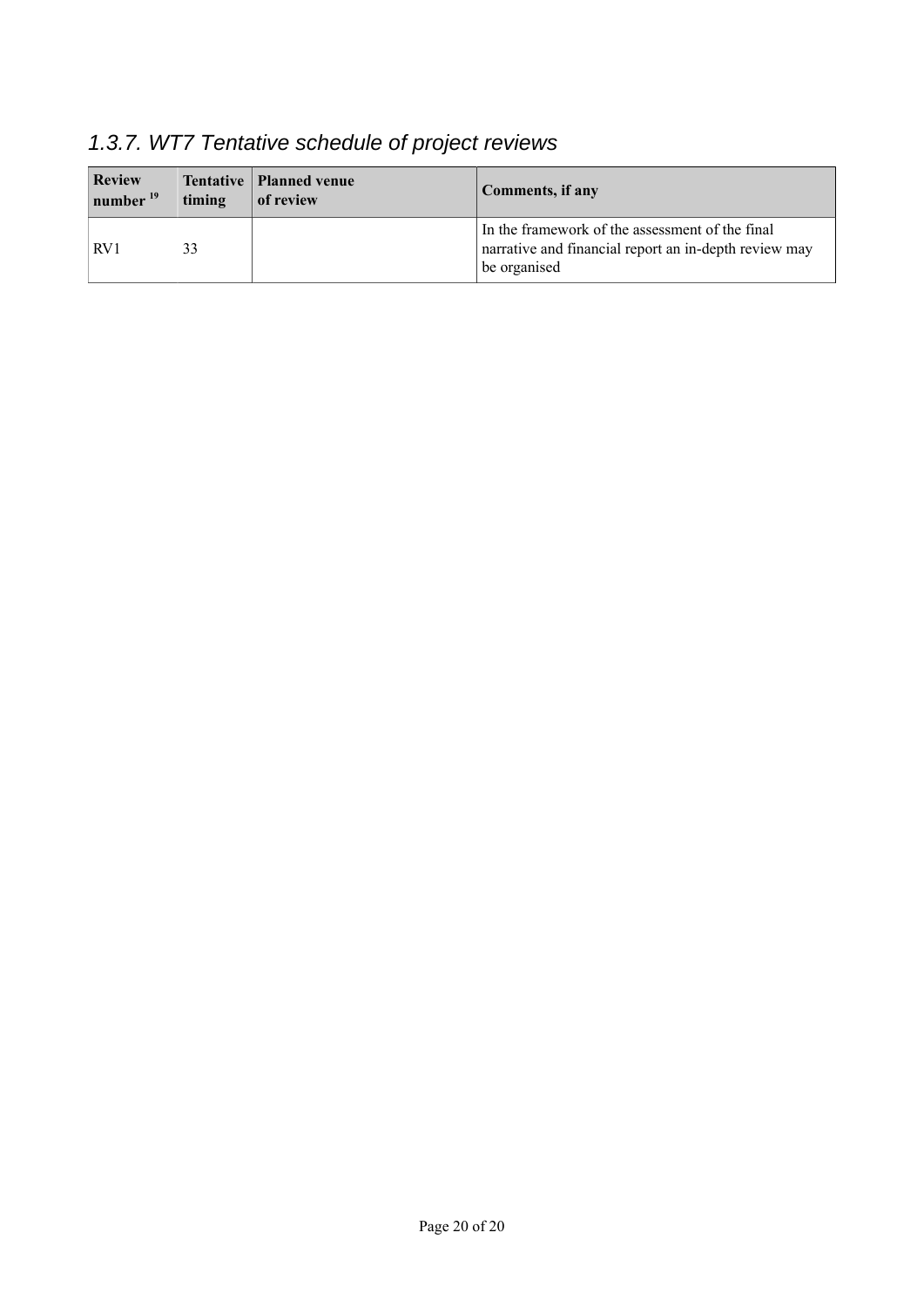## *1.3.7. WT7 Tentative schedule of project reviews*

| Review number [19] | Tentative timing | Planned venue of review | Comments, if any |
|---|---|---|---|
| RV1 | 33 | | In the framework of the assessment of the final narrative and financial report an in-depth review may be organised |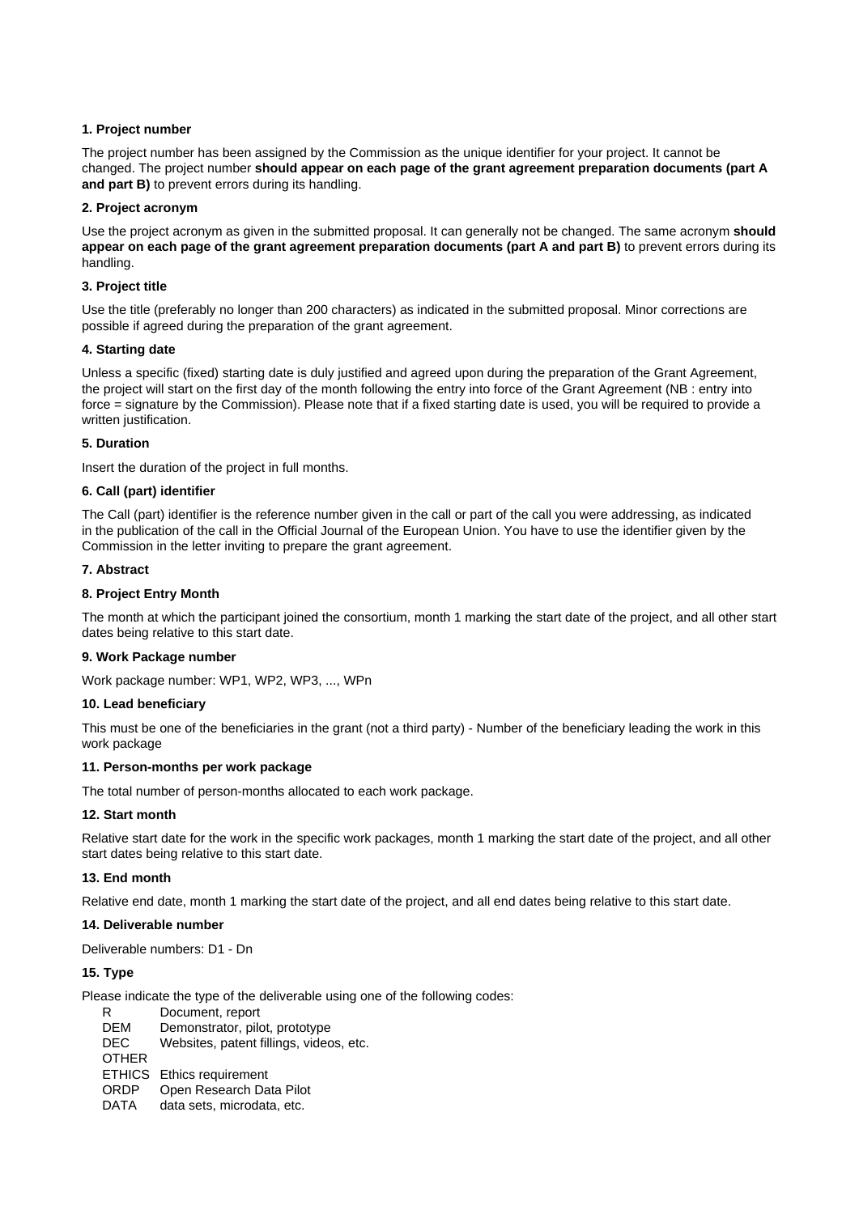**1. Project number**

The project number has been assigned by the Commission as the unique identifier for your project. It cannot be changed. The project number **should appear on each page of the grant agreement preparation documents (part A and part B)** to prevent errors during its handling.

**2. Project acronym**

Use the project acronym as given in the submitted proposal. It can generally not be changed. The same acronym **should appear on each page of the grant agreement preparation documents (part A and part B)** to prevent errors during its handling.

**3. Project title**

Use the title (preferably no longer than 200 characters) as indicated in the submitted proposal. Minor corrections are possible if agreed during the preparation of the grant agreement.

**4. Starting date**

Unless a specific (fixed) starting date is duly justified and agreed upon during the preparation of the Grant Agreement, the project will start on the first day of the month following the entry into force of the Grant Agreement (NB : entry into force = signature by the Commission). Please note that if a fixed starting date is used, you will be required to provide a written justification.

**5. Duration**

Insert the duration of the project in full months.

**6. Call (part) identifier**

The Call (part) identifier is the reference number given in the call or part of the call you were addressing, as indicated in the publication of the call in the Official Journal of the European Union. You have to use the identifier given by the Commission in the letter inviting to prepare the grant agreement.

**7. Abstract**

**8. Project Entry Month**

The month at which the participant joined the consortium, month 1 marking the start date of the project, and all other start dates being relative to this start date.

**9. Work Package number**

Work package number: WP1, WP2, WP3, ..., WPn

**10. Lead beneficiary**

This must be one of the beneficiaries in the grant (not a third party) - Number of the beneficiary leading the work in this work package

**11. Person-months per work package**

The total number of person-months allocated to each work package.

**12. Start month**

Relative start date for the work in the specific work packages, month 1 marking the start date of the project, and all other start dates being relative to this start date.

**13. End month**

Relative end date, month 1 marking the start date of the project, and all end dates being relative to this start date.

**14. Deliverable number**

Deliverable numbers: D1 - Dn

**15. Type**

Please indicate the type of the deliverable using one of the following codes:

- R Document, report
- DEM Demonstrator, pilot, prototype
- DEC Websites, patent fillings, videos, etc.
- OTHER
- ETHICS Ethics requirement
- ORDP Open Research Data Pilot
- DATA data sets, microdata, etc.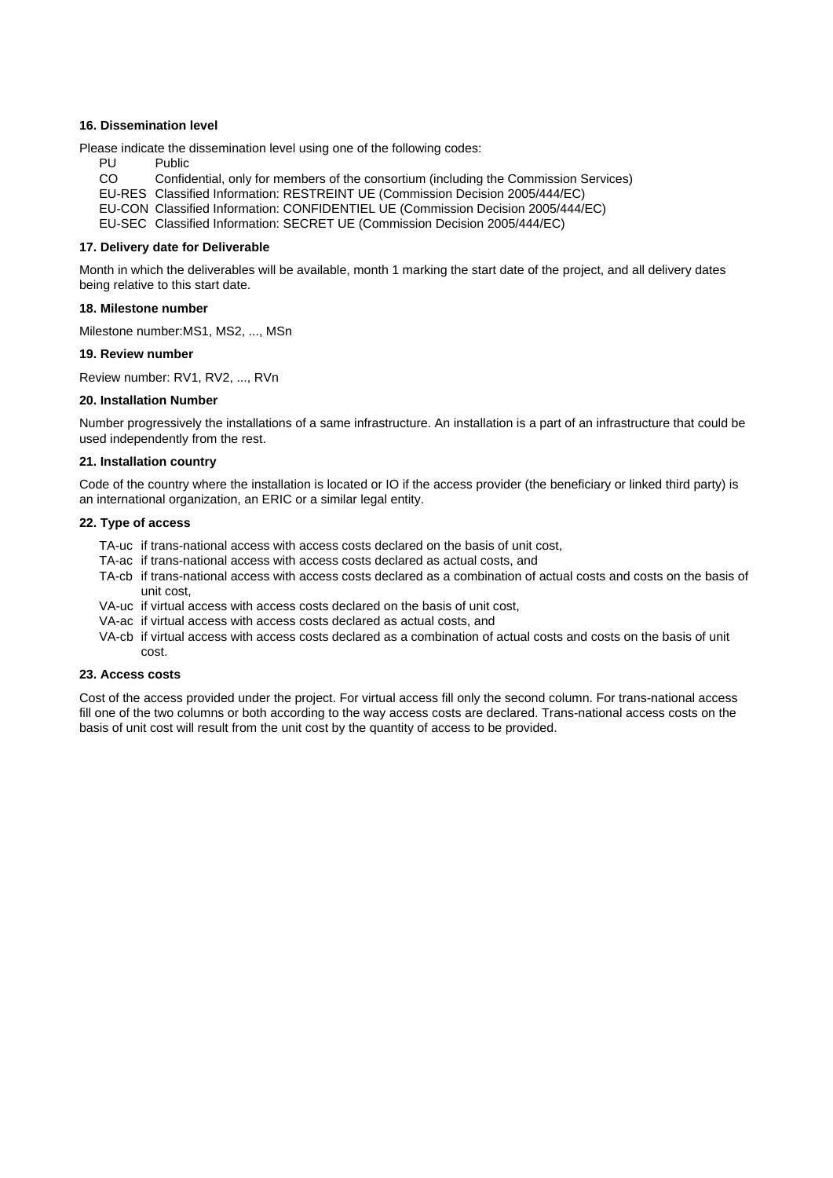**16. Dissemination level**

Please indicate the dissemination level using one of the following codes:

- PU Public
- CO Confidential, only for members of the consortium (including the Commission Services)
- EU-RES Classified Information: RESTREINT UE (Commission Decision 2005/444/EC)
- EU-CON Classified Information: CONFIDENTIEL UE (Commission Decision 2005/444/EC)
- EU-SEC Classified Information: SECRET UE (Commission Decision 2005/444/EC)

**17. Delivery date for Deliverable**

Month in which the deliverables will be available, month 1 marking the start date of the project, and all delivery dates being relative to this start date.

**18. Milestone number**

Milestone number:MS1, MS2, ..., MSn

**19. Review number**

Review number: RV1, RV2, ..., RVn

**20. Installation Number**

Number progressively the installations of a same infrastructure. An installation is a part of an infrastructure that could be used independently from the rest.

**21. Installation country**

Code of the country where the installation is located or IO if the access provider (the beneficiary or linked third party) is an international organization, an ERIC or a similar legal entity.

**22. Type of access**

- TA-uc if trans-national access with access costs declared on the basis of unit cost,
- TA-ac if trans-national access with access costs declared as actual costs, and
- TA-cb if trans-national access with access costs declared as a combination of actual costs and costs on the basis of unit cost,
- VA-uc if virtual access with access costs declared on the basis of unit cost,
- VA-ac if virtual access with access costs declared as actual costs, and
- VA-cb if virtual access with access costs declared as a combination of actual costs and costs on the basis of unit cost.

**23. Access costs**

Cost of the access provided under the project. For virtual access fill only the second column. For trans-national access fill one of the two columns or both according to the way access costs are declared. Trans-national access costs on the basis of unit cost will result from the unit cost by the quantity of access to be provided.